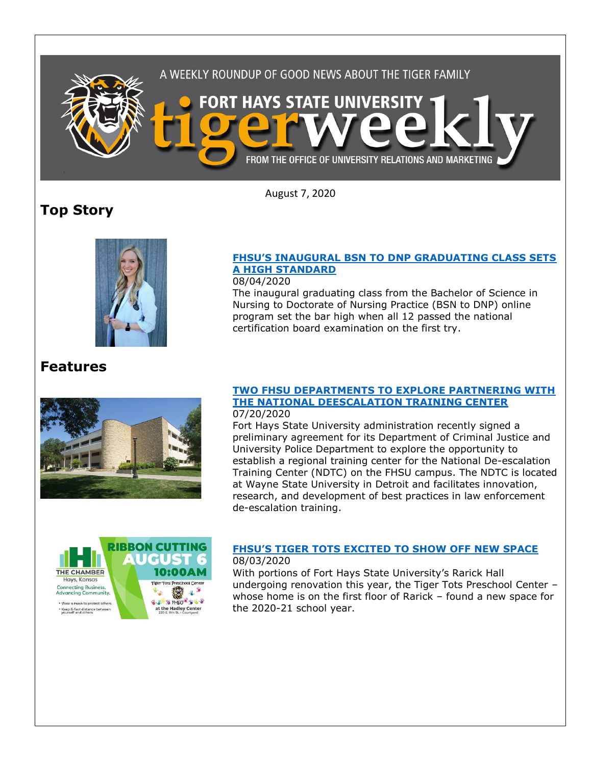# FORT HAYS STATE UNIVERSITY tigerweekly

A WEEKLY ROUNDUP OF GOOD NEWS ABOUT THE TIGER FAMILY

FROM THE OFFICE OF UNIVERSITY RELATIONS AND MARKETING

August 7, 2020

## Top Story

### [FHSU'S INAUGURAL BSN TO DNP GRADUATING CLASS SETS A HIGH STANDARD]

08/04/2020

The inaugural graduating class from the Bachelor of Science in Nursing to Doctorate of Nursing Practice (BSN to DNP) online program set the bar high when all 12 passed the national certification board examination on the first try.

## Features

### [TWO FHSU DEPARTMENTS TO EXPLORE PARTNERING WITH THE NATIONAL DEESCALATION TRAINING CENTER]

07/20/2020

Fort Hays State University administration recently signed a preliminary agreement for its Department of Criminal Justice and University Police Department to explore the opportunity to establish a regional training center for the National De-escalation Training Center (NDTC) on the FHSU campus. The NDTC is located at Wayne State University in Detroit and facilitates innovation, research, and development of best practices in law enforcement de-escalation training.

### [FHSU'S TIGER TOTS EXCITED TO SHOW OFF NEW SPACE]

08/03/2020

With portions of Fort Hays State University's Rarick Hall undergoing renovation this year, the Tiger Tots Preschool Center – whose home is on the first floor of Rarick – found a new space for the 2020-21 school year.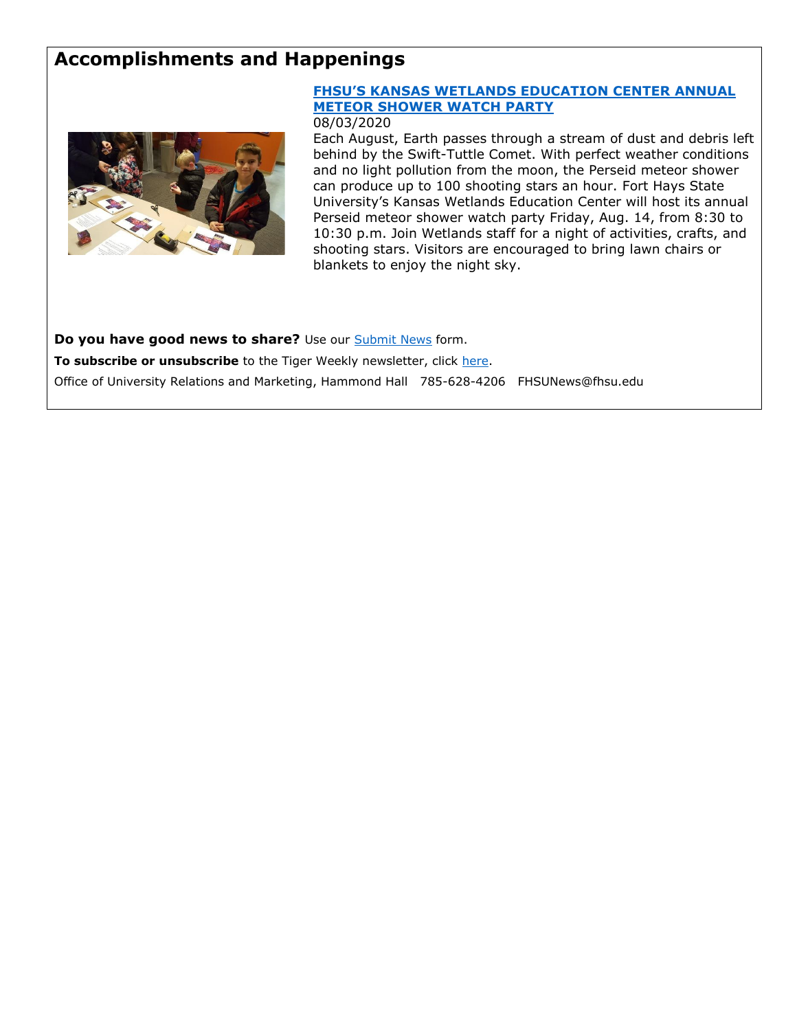## Accomplishments and Happenings

**FHSU'S KANSAS WETLANDS EDUCATION CENTER ANNUAL METEOR SHOWER WATCH PARTY**

08/03/2020

Each August, Earth passes through a stream of dust and debris left behind by the Swift-Tuttle Comet. With perfect weather conditions and no light pollution from the moon, the Perseid meteor shower can produce up to 100 shooting stars an hour. Fort Hays State University's Kansas Wetlands Education Center will host its annual Perseid meteor shower watch party Friday, Aug. 14, from 8:30 to 10:30 p.m. Join Wetlands staff for a night of activities, crafts, and shooting stars. Visitors are encouraged to bring lawn chairs or blankets to enjoy the night sky.

**Do you have good news to share?** Use our Submit News form.

**To subscribe or unsubscribe** to the Tiger Weekly newsletter, click here.

Office of University Relations and Marketing, Hammond Hall 785-628-4206 FHSUNews@fhsu.edu